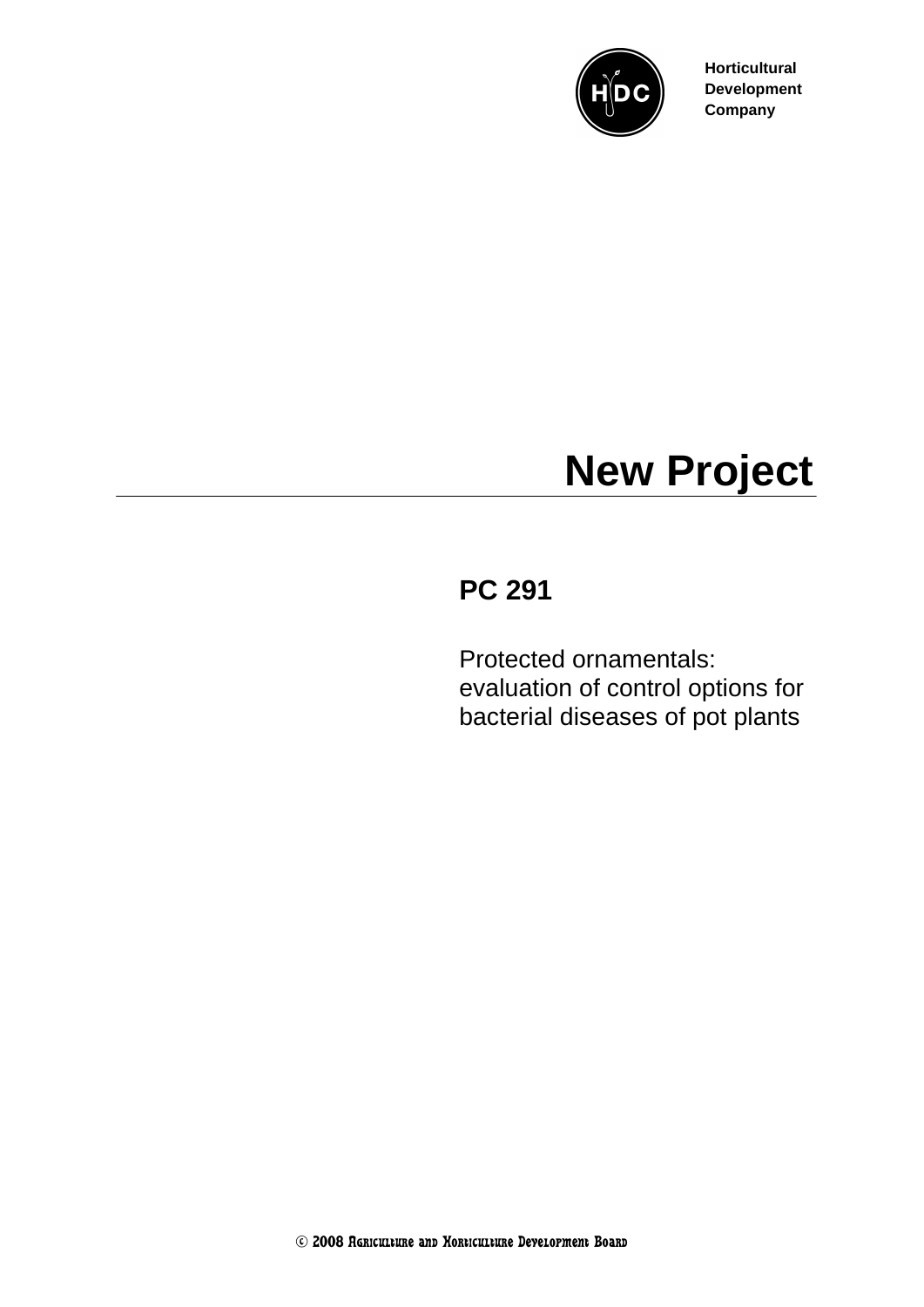Horticultural
Development
Company

# New Project

## PC 291

Protected ornamentals: evaluation of control options for bacterial diseases of pot plants

© 2008 Agriculture and Horticulture Development Board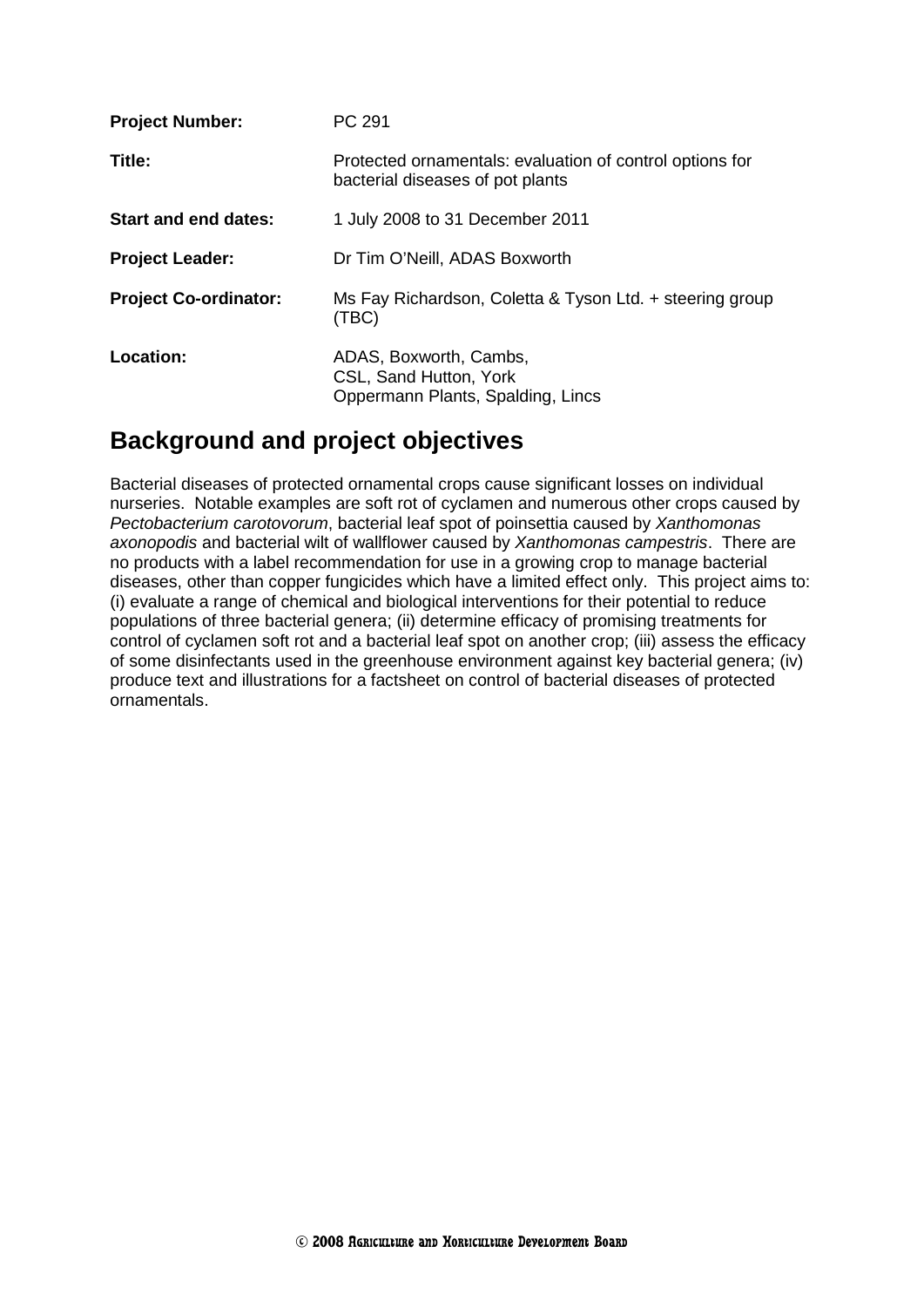| | |
|---|---|
| **Project Number:** | PC 291 |
| **Title:** | Protected ornamentals: evaluation of control options for bacterial diseases of pot plants |
| **Start and end dates:** | 1 July 2008 to 31 December 2011 |
| **Project Leader:** | Dr Tim O'Neill, ADAS Boxworth |
| **Project Co-ordinator:** | Ms Fay Richardson, Coletta & Tyson Ltd. + steering group (TBC) |
| **Location:** | ADAS, Boxworth, Cambs, CSL, Sand Hutton, York Oppermann Plants, Spalding, Lincs |

## Background and project objectives

Bacterial diseases of protected ornamental crops cause significant losses on individual nurseries. Notable examples are soft rot of cyclamen and numerous other crops caused by *Pectobacterium carotovorum*, bacterial leaf spot of poinsettia caused by *Xanthomonas axonopodis* and bacterial wilt of wallflower caused by *Xanthomonas campestris*. There are no products with a label recommendation for use in a growing crop to manage bacterial diseases, other than copper fungicides which have a limited effect only. This project aims to: (i) evaluate a range of chemical and biological interventions for their potential to reduce populations of three bacterial genera; (ii) determine efficacy of promising treatments for control of cyclamen soft rot and a bacterial leaf spot on another crop; (iii) assess the efficacy of some disinfectants used in the greenhouse environment against key bacterial genera; (iv) produce text and illustrations for a factsheet on control of bacterial diseases of protected ornamentals.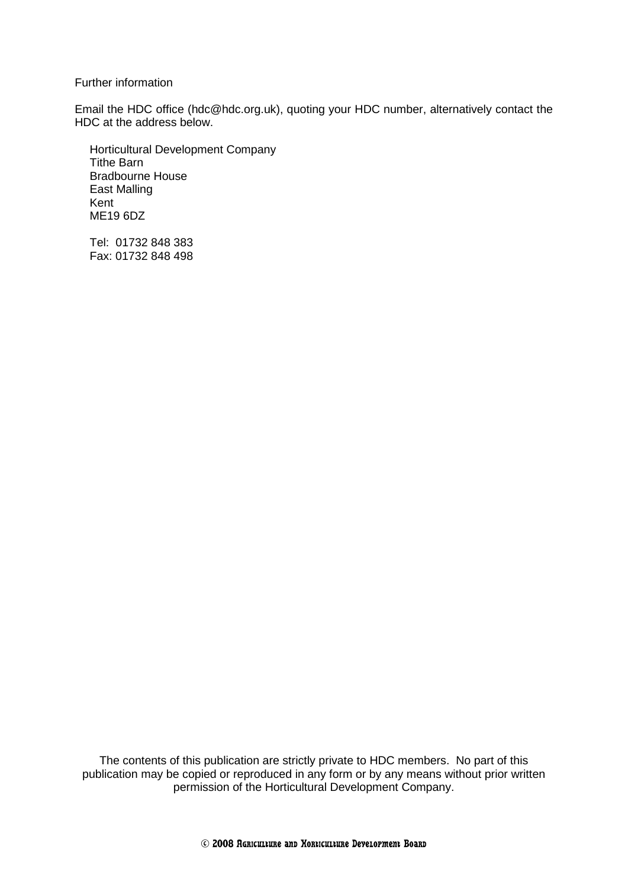Further information

Email the HDC office (hdc@hdc.org.uk), quoting your HDC number, alternatively contact the HDC at the address below.

Horticultural Development Company
Tithe Barn
Bradbourne House
East Malling
Kent
ME19 6DZ

Tel: 01732 848 383
Fax: 01732 848 498

The contents of this publication are strictly private to HDC members. No part of this publication may be copied or reproduced in any form or by any means without prior written permission of the Horticultural Development Company.

© 2008 Agriculture and Horticulture Development Board